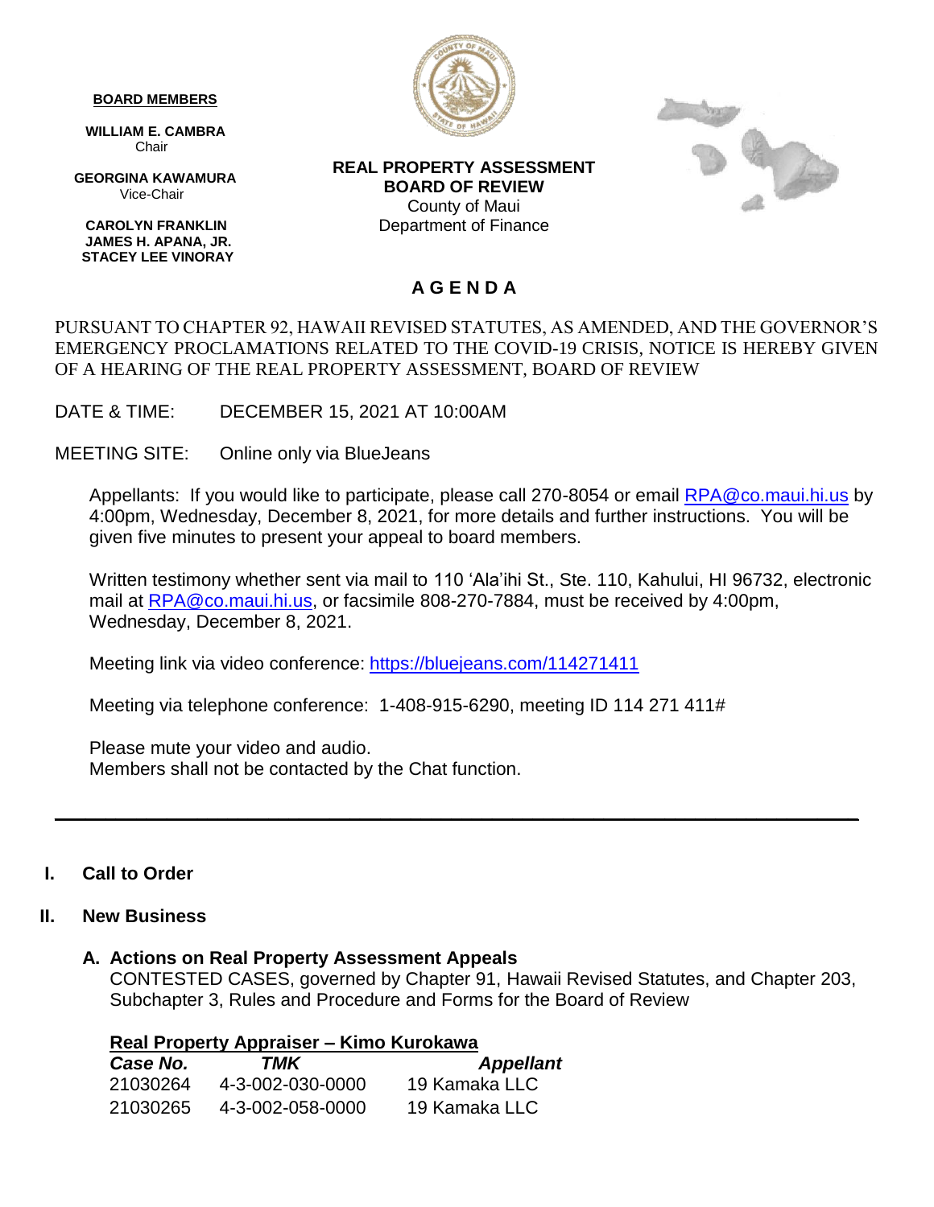**BOARD MEMBERS**

**WILLIAM E. CAMBRA**
Chair

**GEORGINA KAWAMURA**
Vice-Chair

**CAROLYN FRANKLIN**
**JAMES H. APANA, JR.**
**STACEY LEE VINORAY**

**REAL PROPERTY ASSESSMENT**
**BOARD OF REVIEW**
County of Maui
Department of Finance

# A G E N D A

PURSUANT TO CHAPTER 92, HAWAII REVISED STATUTES, AS AMENDED, AND THE GOVERNOR'S EMERGENCY PROCLAMATIONS RELATED TO THE COVID-19 CRISIS, NOTICE IS HEREBY GIVEN OF A HEARING OF THE REAL PROPERTY ASSESSMENT, BOARD OF REVIEW

DATE & TIME: DECEMBER 15, 2021 AT 10:00AM

MEETING SITE: Online only via BlueJeans

Appellants: If you would like to participate, please call 270-8054 or email RPA@co.maui.hi.us by 4:00pm, Wednesday, December 8, 2021, for more details and further instructions. You will be given five minutes to present your appeal to board members.

Written testimony whether sent via mail to 110 'Ala'ihi St., Ste. 110, Kahului, HI 96732, electronic mail at RPA@co.maui.hi.us, or facsimile 808-270-7884, must be received by 4:00pm, Wednesday, December 8, 2021.

Meeting link via video conference: https://bluejeans.com/114271411

Meeting via telephone conference: 1-408-915-6290, meeting ID 114 271 411#

Please mute your video and audio.
Members shall not be contacted by the Chat function.

---

## I. Call to Order

## II. New Business

### A. Actions on Real Property Assessment Appeals

CONTESTED CASES, governed by Chapter 91, Hawaii Revised Statutes, and Chapter 203, Subchapter 3, Rules and Procedure and Forms for the Board of Review

**Real Property Appraiser – Kimo Kurokawa**

| *Case No.* | *TMK* | *Appellant* |
|---|---|---|
| 21030264 | 4-3-002-030-0000 | 19 Kamaka LLC |
| 21030265 | 4-3-002-058-0000 | 19 Kamaka LLC |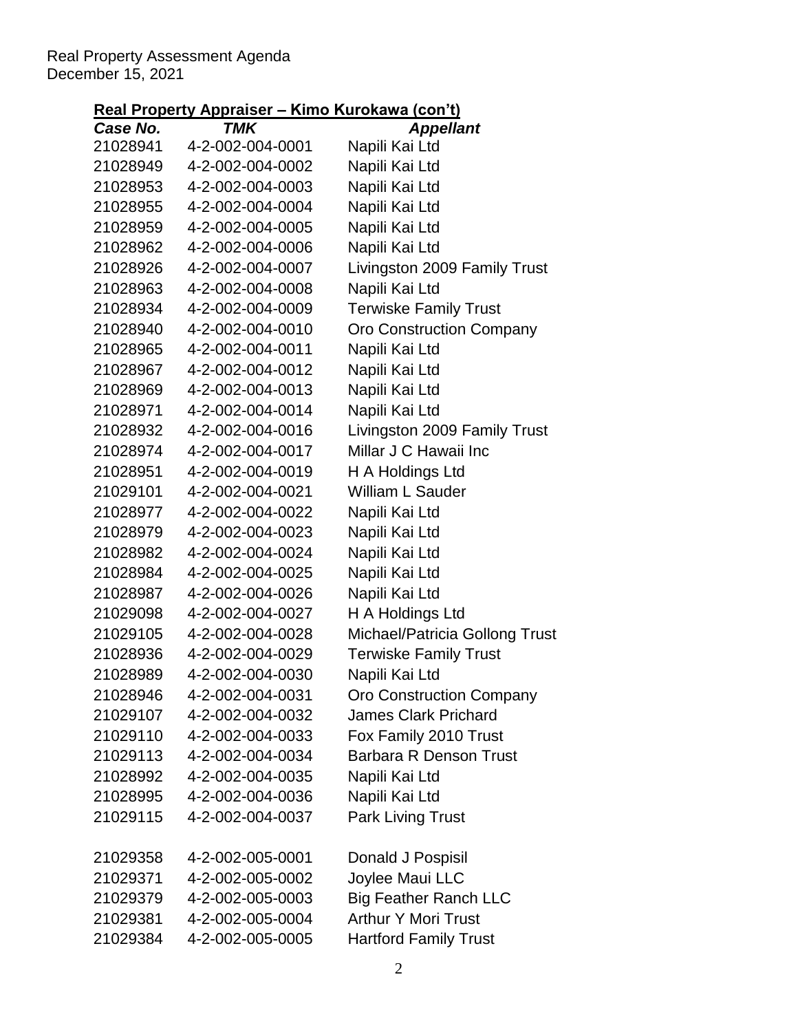## Real Property Appraiser – Kimo Kurokawa (con't)

| Case No. | TMK | Appellant |
| --- | --- | --- |
| 21028941 | 4-2-002-004-0001 | Napili Kai Ltd |
| 21028949 | 4-2-002-004-0002 | Napili Kai Ltd |
| 21028953 | 4-2-002-004-0003 | Napili Kai Ltd |
| 21028955 | 4-2-002-004-0004 | Napili Kai Ltd |
| 21028959 | 4-2-002-004-0005 | Napili Kai Ltd |
| 21028962 | 4-2-002-004-0006 | Napili Kai Ltd |
| 21028926 | 4-2-002-004-0007 | Livingston 2009 Family Trust |
| 21028963 | 4-2-002-004-0008 | Napili Kai Ltd |
| 21028934 | 4-2-002-004-0009 | Terwiske Family Trust |
| 21028940 | 4-2-002-004-0010 | Oro Construction Company |
| 21028965 | 4-2-002-004-0011 | Napili Kai Ltd |
| 21028967 | 4-2-002-004-0012 | Napili Kai Ltd |
| 21028969 | 4-2-002-004-0013 | Napili Kai Ltd |
| 21028971 | 4-2-002-004-0014 | Napili Kai Ltd |
| 21028932 | 4-2-002-004-0016 | Livingston 2009 Family Trust |
| 21028974 | 4-2-002-004-0017 | Millar J C Hawaii Inc |
| 21028951 | 4-2-002-004-0019 | H A Holdings Ltd |
| 21029101 | 4-2-002-004-0021 | William L Sauder |
| 21028977 | 4-2-002-004-0022 | Napili Kai Ltd |
| 21028979 | 4-2-002-004-0023 | Napili Kai Ltd |
| 21028982 | 4-2-002-004-0024 | Napili Kai Ltd |
| 21028984 | 4-2-002-004-0025 | Napili Kai Ltd |
| 21028987 | 4-2-002-004-0026 | Napili Kai Ltd |
| 21029098 | 4-2-002-004-0027 | H A Holdings Ltd |
| 21029105 | 4-2-002-004-0028 | Michael/Patricia Gollong Trust |
| 21028936 | 4-2-002-004-0029 | Terwiske Family Trust |
| 21028989 | 4-2-002-004-0030 | Napili Kai Ltd |
| 21028946 | 4-2-002-004-0031 | Oro Construction Company |
| 21029107 | 4-2-002-004-0032 | James Clark Prichard |
| 21029110 | 4-2-002-004-0033 | Fox Family 2010 Trust |
| 21029113 | 4-2-002-004-0034 | Barbara R Denson Trust |
| 21028992 | 4-2-002-004-0035 | Napili Kai Ltd |
| 21028995 | 4-2-002-004-0036 | Napili Kai Ltd |
| 21029115 | 4-2-002-004-0037 | Park Living Trust |
| | | |
| 21029358 | 4-2-002-005-0001 | Donald J Pospisil |
| 21029371 | 4-2-002-005-0002 | Joylee Maui LLC |
| 21029379 | 4-2-002-005-0003 | Big Feather Ranch LLC |
| 21029381 | 4-2-002-005-0004 | Arthur Y Mori Trust |
| 21029384 | 4-2-002-005-0005 | Hartford Family Trust |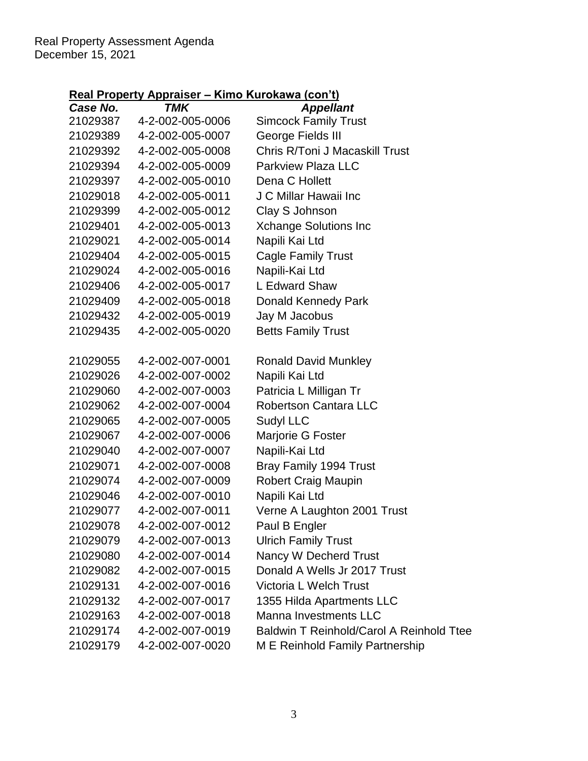Real Property Assessment Agenda
December 15, 2021

## Real Property Appraiser – Kimo Kurokawa (con't)

| *Case No.* | *TMK* | *Appellant* |
|---|---|---|
| 21029387 | 4-2-002-005-0006 | Simcock Family Trust |
| 21029389 | 4-2-002-005-0007 | George Fields III |
| 21029392 | 4-2-002-005-0008 | Chris R/Toni J Macaskill Trust |
| 21029394 | 4-2-002-005-0009 | Parkview Plaza LLC |
| 21029397 | 4-2-002-005-0010 | Dena C Hollett |
| 21029018 | 4-2-002-005-0011 | J C Millar Hawaii Inc |
| 21029399 | 4-2-002-005-0012 | Clay S Johnson |
| 21029401 | 4-2-002-005-0013 | Xchange Solutions Inc |
| 21029021 | 4-2-002-005-0014 | Napili Kai Ltd |
| 21029404 | 4-2-002-005-0015 | Cagle Family Trust |
| 21029024 | 4-2-002-005-0016 | Napili-Kai Ltd |
| 21029406 | 4-2-002-005-0017 | L Edward Shaw |
| 21029409 | 4-2-002-005-0018 | Donald Kennedy Park |
| 21029432 | 4-2-002-005-0019 | Jay M Jacobus |
| 21029435 | 4-2-002-005-0020 | Betts Family Trust |
| | | |
| 21029055 | 4-2-002-007-0001 | Ronald David Munkley |
| 21029026 | 4-2-002-007-0002 | Napili Kai Ltd |
| 21029060 | 4-2-002-007-0003 | Patricia L Milligan Tr |
| 21029062 | 4-2-002-007-0004 | Robertson Cantara LLC |
| 21029065 | 4-2-002-007-0005 | Sudyl LLC |
| 21029067 | 4-2-002-007-0006 | Marjorie G Foster |
| 21029040 | 4-2-002-007-0007 | Napili-Kai Ltd |
| 21029071 | 4-2-002-007-0008 | Bray Family 1994 Trust |
| 21029074 | 4-2-002-007-0009 | Robert Craig Maupin |
| 21029046 | 4-2-002-007-0010 | Napili Kai Ltd |
| 21029077 | 4-2-002-007-0011 | Verne A Laughton 2001 Trust |
| 21029078 | 4-2-002-007-0012 | Paul B Engler |
| 21029079 | 4-2-002-007-0013 | Ulrich Family Trust |
| 21029080 | 4-2-002-007-0014 | Nancy W Decherd Trust |
| 21029082 | 4-2-002-007-0015 | Donald A Wells Jr 2017 Trust |
| 21029131 | 4-2-002-007-0016 | Victoria L Welch Trust |
| 21029132 | 4-2-002-007-0017 | 1355 Hilda Apartments LLC |
| 21029163 | 4-2-002-007-0018 | Manna Investments LLC |
| 21029174 | 4-2-002-007-0019 | Baldwin T Reinhold/Carol A Reinhold Ttee |
| 21029179 | 4-2-002-007-0020 | M E Reinhold Family Partnership |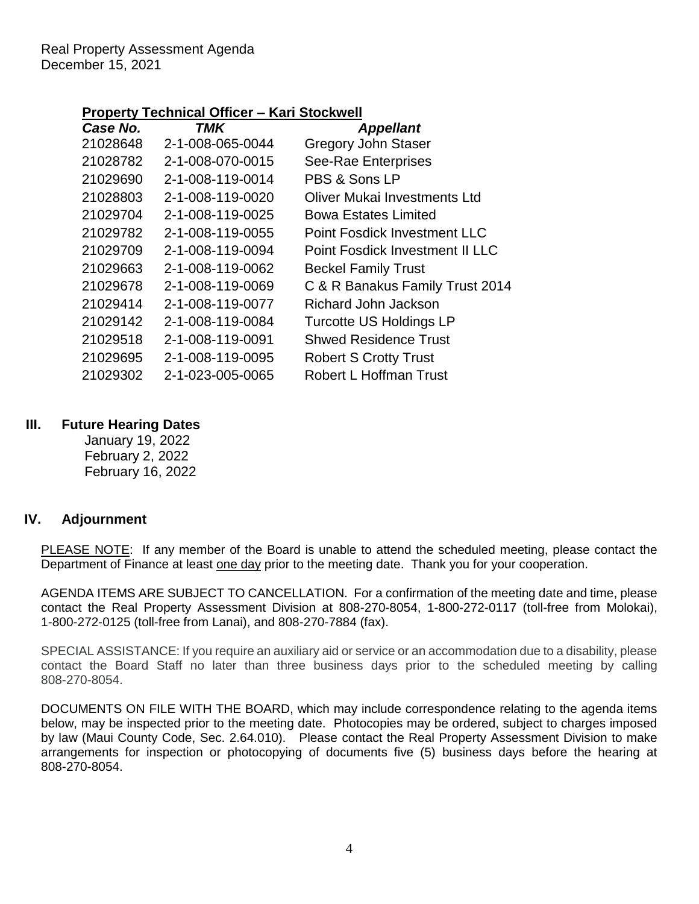Real Property Assessment Agenda
December 15, 2021

**Property Technical Officer – Kari Stockwell**

| *Case No.* | *TMK* | *Appellant* |
|---|---|---|
| 21028648 | 2-1-008-065-0044 | Gregory John Staser |
| 21028782 | 2-1-008-070-0015 | See-Rae Enterprises |
| 21029690 | 2-1-008-119-0014 | PBS & Sons LP |
| 21028803 | 2-1-008-119-0020 | Oliver Mukai Investments Ltd |
| 21029704 | 2-1-008-119-0025 | Bowa Estates Limited |
| 21029782 | 2-1-008-119-0055 | Point Fosdick Investment LLC |
| 21029709 | 2-1-008-119-0094 | Point Fosdick Investment II LLC |
| 21029663 | 2-1-008-119-0062 | Beckel Family Trust |
| 21029678 | 2-1-008-119-0069 | C & R Banakus Family Trust 2014 |
| 21029414 | 2-1-008-119-0077 | Richard John Jackson |
| 21029142 | 2-1-008-119-0084 | Turcotte US Holdings LP |
| 21029518 | 2-1-008-119-0091 | Shwed Residence Trust |
| 21029695 | 2-1-008-119-0095 | Robert S Crotty Trust |
| 21029302 | 2-1-023-005-0065 | Robert L Hoffman Trust |

## III. Future Hearing Dates

January 19, 2022
February 2, 2022
February 16, 2022

## IV. Adjournment

PLEASE NOTE: If any member of the Board is unable to attend the scheduled meeting, please contact the Department of Finance at least one day prior to the meeting date. Thank you for your cooperation.

AGENDA ITEMS ARE SUBJECT TO CANCELLATION. For a confirmation of the meeting date and time, please contact the Real Property Assessment Division at 808-270-8054, 1-800-272-0117 (toll-free from Molokai), 1-800-272-0125 (toll-free from Lanai), and 808-270-7884 (fax).

SPECIAL ASSISTANCE: If you require an auxiliary aid or service or an accommodation due to a disability, please contact the Board Staff no later than three business days prior to the scheduled meeting by calling 808-270-8054.

DOCUMENTS ON FILE WITH THE BOARD, which may include correspondence relating to the agenda items below, may be inspected prior to the meeting date. Photocopies may be ordered, subject to charges imposed by law (Maui County Code, Sec. 2.64.010). Please contact the Real Property Assessment Division to make arrangements for inspection or photocopying of documents five (5) business days before the hearing at 808-270-8054.